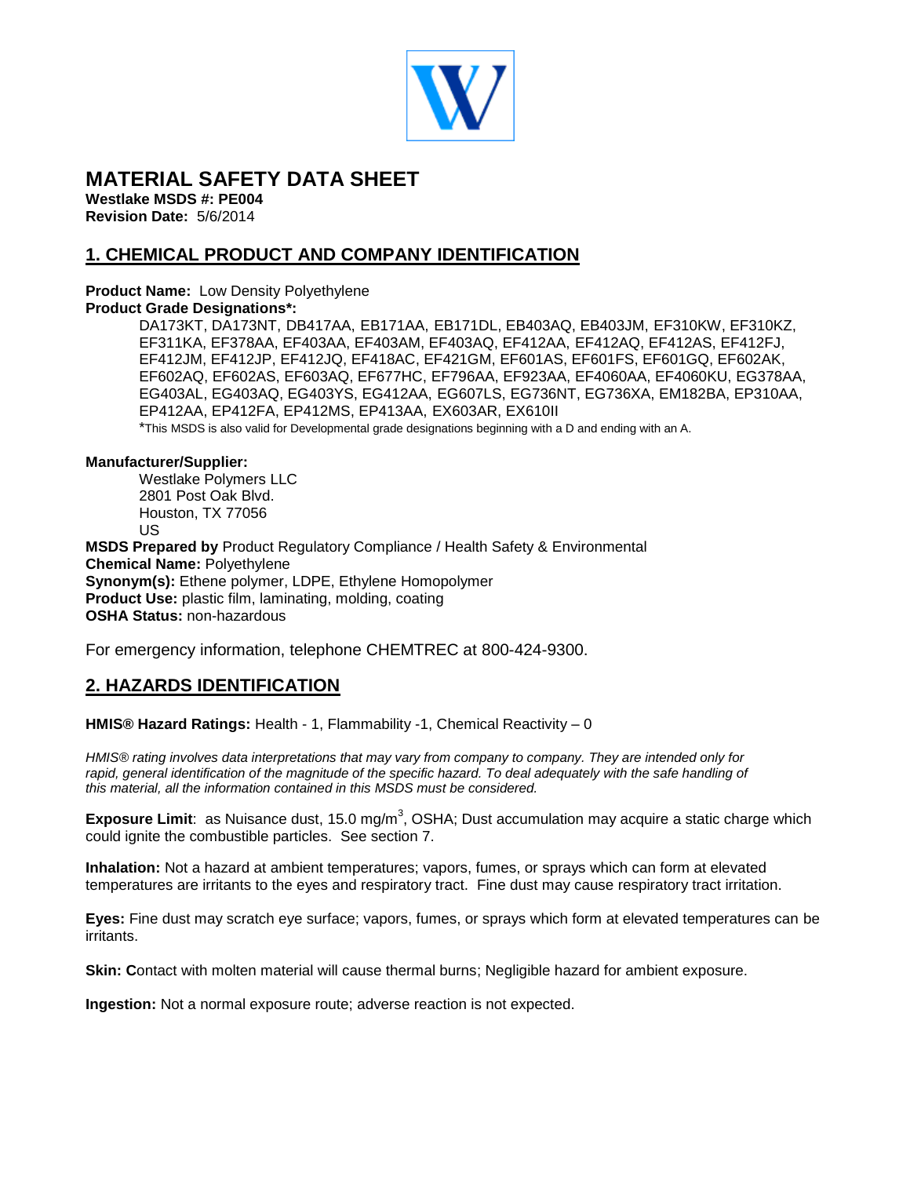# MATERIAL SAFETY DATA SHEET

**Westlake MSDS #: PE004**
**Revision Date:** 5/6/2014

## 1. CHEMICAL PRODUCT AND COMPANY IDENTIFICATION

**Product Name:** Low Density Polyethylene
**Product Grade Designations*:**

DA173KT, DA173NT, DB417AA, EB171AA, EB171DL, EB403AQ, EB403JM, EF310KW, EF310KZ, EF311KA, EF378AA, EF403AA, EF403AM, EF403AQ, EF412AA, EF412AQ, EF412AS, EF412FJ, EF412JM, EF412JP, EF412JQ, EF418AC, EF421GM, EF601AS, EF601FS, EF601GQ, EF602AK, EF602AQ, EF602AS, EF603AQ, EF677HC, EF796AA, EF923AA, EF4060AA, EF4060KU, EG378AA, EG403AL, EG403AQ, EG403YS, EG412AA, EG607LS, EG736NT, EG736XA, EM182BA, EP310AA, EP412AA, EP412FA, EP412MS, EP413AA, EX603AR, EX610II

*This MSDS is also valid for Developmental grade designations beginning with a D and ending with an A.

**Manufacturer/Supplier:**

Westlake Polymers LLC
2801 Post Oak Blvd.
Houston, TX 77056
US

**MSDS Prepared by** Product Regulatory Compliance / Health Safety & Environmental
**Chemical Name:** Polyethylene
**Synonym(s):** Ethene polymer, LDPE, Ethylene Homopolymer
**Product Use:** plastic film, laminating, molding, coating
**OSHA Status:** non-hazardous

For emergency information, telephone CHEMTREC at 800-424-9300.

## 2. HAZARDS IDENTIFICATION

**HMIS® Hazard Ratings:** Health - 1, Flammability -1, Chemical Reactivity – 0

*HMIS® rating involves data interpretations that may vary from company to company. They are intended only for rapid, general identification of the magnitude of the specific hazard. To deal adequately with the safe handling of this material, all the information contained in this MSDS must be considered.*

**Exposure Limit**: as Nuisance dust, 15.0 mg/$m^3$, OSHA; Dust accumulation may acquire a static charge which could ignite the combustible particles. See section 7.

**Inhalation:** Not a hazard at ambient temperatures; vapors, fumes, or sprays which can form at elevated temperatures are irritants to the eyes and respiratory tract. Fine dust may cause respiratory tract irritation.

**Eyes:** Fine dust may scratch eye surface; vapors, fumes, or sprays which form at elevated temperatures can be irritants.

**Skin:** **C**ontact with molten material will cause thermal burns; Negligible hazard for ambient exposure.

**Ingestion:** Not a normal exposure route; adverse reaction is not expected.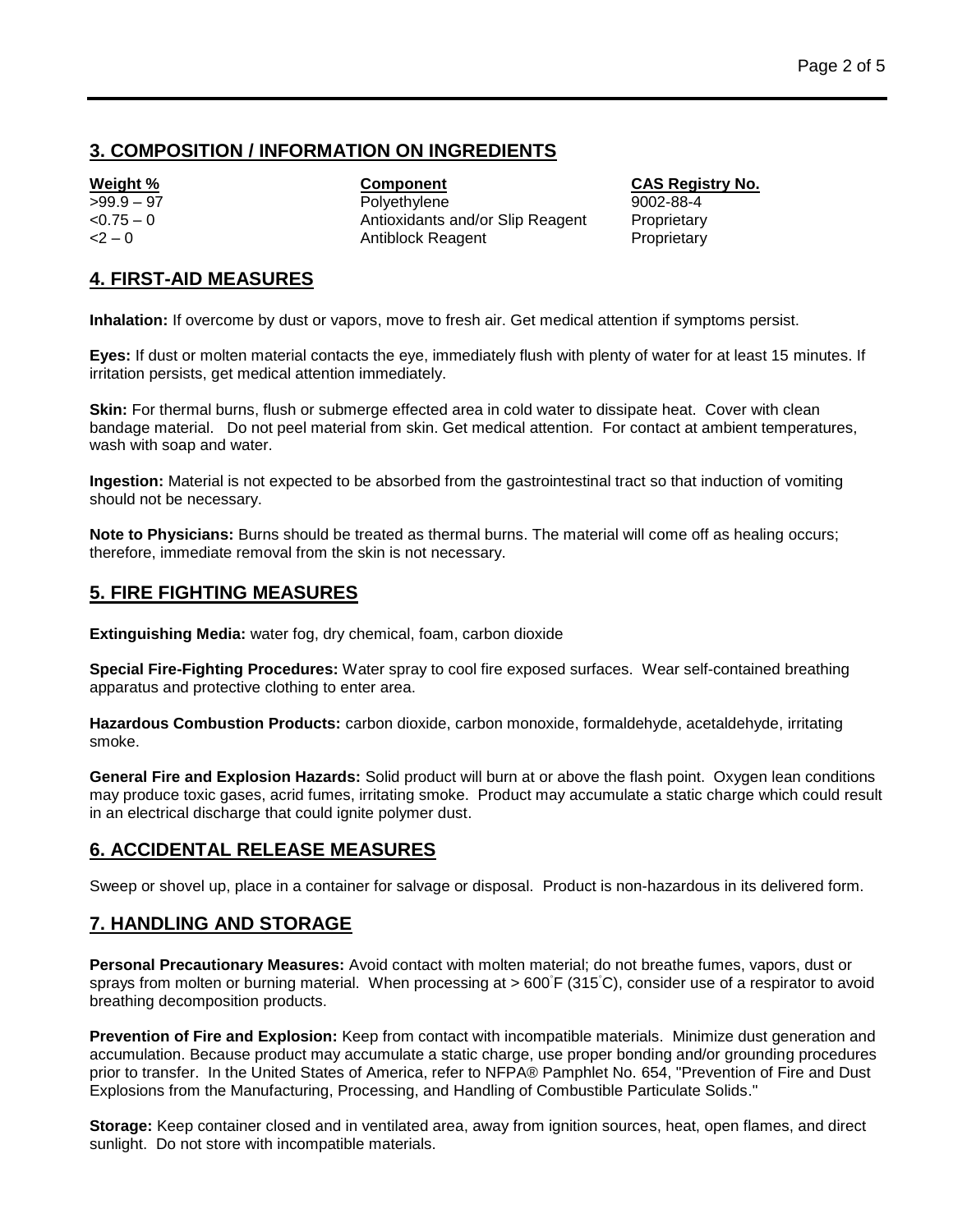## 3. COMPOSITION / INFORMATION ON INGREDIENTS

| Weight % | Component | CAS Registry No. |
| --- | --- | --- |
| >99.9 – 97 | Polyethylene | 9002-88-4 |
| <0.75 – 0 | Antioxidants and/or Slip Reagent | Proprietary |
| <2 – 0 | Antiblock Reagent | Proprietary |

## 4. FIRST-AID MEASURES

**Inhalation:** If overcome by dust or vapors, move to fresh air. Get medical attention if symptoms persist.

**Eyes:** If dust or molten material contacts the eye, immediately flush with plenty of water for at least 15 minutes. If irritation persists, get medical attention immediately.

**Skin:** For thermal burns, flush or submerge effected area in cold water to dissipate heat. Cover with clean bandage material. Do not peel material from skin. Get medical attention. For contact at ambient temperatures, wash with soap and water.

**Ingestion:** Material is not expected to be absorbed from the gastrointestinal tract so that induction of vomiting should not be necessary.

**Note to Physicians:** Burns should be treated as thermal burns. The material will come off as healing occurs; therefore, immediate removal from the skin is not necessary.

## 5. FIRE FIGHTING MEASURES

**Extinguishing Media:** water fog, dry chemical, foam, carbon dioxide

**Special Fire-Fighting Procedures:** Water spray to cool fire exposed surfaces. Wear self-contained breathing apparatus and protective clothing to enter area.

**Hazardous Combustion Products:** carbon dioxide, carbon monoxide, formaldehyde, acetaldehyde, irritating smoke.

**General Fire and Explosion Hazards:** Solid product will burn at or above the flash point. Oxygen lean conditions may produce toxic gases, acrid fumes, irritating smoke. Product may accumulate a static charge which could result in an electrical discharge that could ignite polymer dust.

## 6. ACCIDENTAL RELEASE MEASURES

Sweep or shovel up, place in a container for salvage or disposal. Product is non-hazardous in its delivered form.

## 7. HANDLING AND STORAGE

**Personal Precautionary Measures:** Avoid contact with molten material; do not breathe fumes, vapors, dust or sprays from molten or burning material. When processing at > 600°F (315°C), consider use of a respirator to avoid breathing decomposition products.

**Prevention of Fire and Explosion:** Keep from contact with incompatible materials. Minimize dust generation and accumulation. Because product may accumulate a static charge, use proper bonding and/or grounding procedures prior to transfer. In the United States of America, refer to NFPA® Pamphlet No. 654, "Prevention of Fire and Dust Explosions from the Manufacturing, Processing, and Handling of Combustible Particulate Solids."

**Storage:** Keep container closed and in ventilated area, away from ignition sources, heat, open flames, and direct sunlight. Do not store with incompatible materials.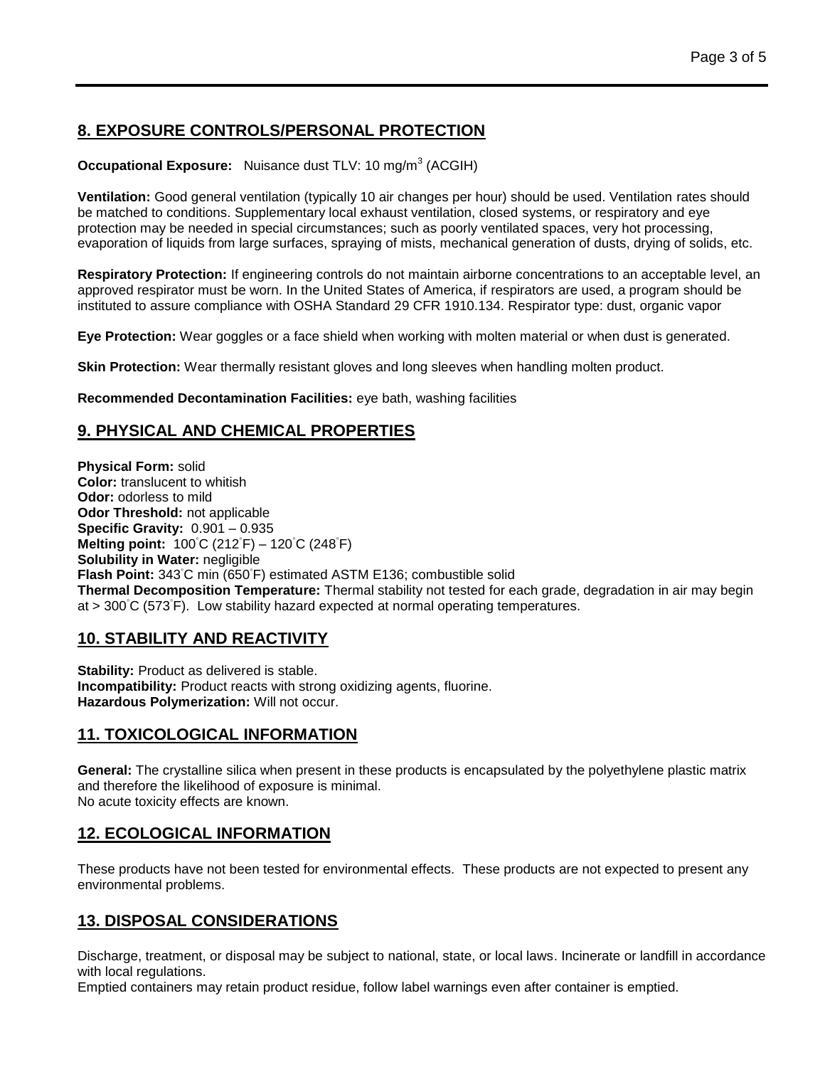## 8. EXPOSURE CONTROLS/PERSONAL PROTECTION

**Occupational Exposure:** Nuisance dust TLV: 10 mg/$m^3$ (ACGIH)

**Ventilation:** Good general ventilation (typically 10 air changes per hour) should be used. Ventilation rates should be matched to conditions. Supplementary local exhaust ventilation, closed systems, or respiratory and eye protection may be needed in special circumstances; such as poorly ventilated spaces, very hot processing, evaporation of liquids from large surfaces, spraying of mists, mechanical generation of dusts, drying of solids, etc.

**Respiratory Protection:** If engineering controls do not maintain airborne concentrations to an acceptable level, an approved respirator must be worn. In the United States of America, if respirators are used, a program should be instituted to assure compliance with OSHA Standard 29 CFR 1910.134. Respirator type: dust, organic vapor

**Eye Protection:** Wear goggles or a face shield when working with molten material or when dust is generated.

**Skin Protection:** Wear thermally resistant gloves and long sleeves when handling molten product.

**Recommended Decontamination Facilities:** eye bath, washing facilities

## 9. PHYSICAL AND CHEMICAL PROPERTIES

**Physical Form:** solid
**Color:** translucent to whitish
**Odor:** odorless to mild
**Odor Threshold:** not applicable
**Specific Gravity:** 0.901 – 0.935
**Melting point:** 100°C (212°F) – 120°C (248°F)
**Solubility in Water:** negligible
**Flash Point:** 343°C min (650°F) estimated ASTM E136; combustible solid
**Thermal Decomposition Temperature:** Thermal stability not tested for each grade, degradation in air may begin at > 300°C (573°F). Low stability hazard expected at normal operating temperatures.

## 10. STABILITY AND REACTIVITY

**Stability:** Product as delivered is stable.
**Incompatibility:** Product reacts with strong oxidizing agents, fluorine.
**Hazardous Polymerization:** Will not occur.

## 11. TOXICOLOGICAL INFORMATION

**General:** The crystalline silica when present in these products is encapsulated by the polyethylene plastic matrix and therefore the likelihood of exposure is minimal.
No acute toxicity effects are known.

## 12. ECOLOGICAL INFORMATION

These products have not been tested for environmental effects. These products are not expected to present any environmental problems.

## 13. DISPOSAL CONSIDERATIONS

Discharge, treatment, or disposal may be subject to national, state, or local laws. Incinerate or landfill in accordance with local regulations.
Emptied containers may retain product residue, follow label warnings even after container is emptied.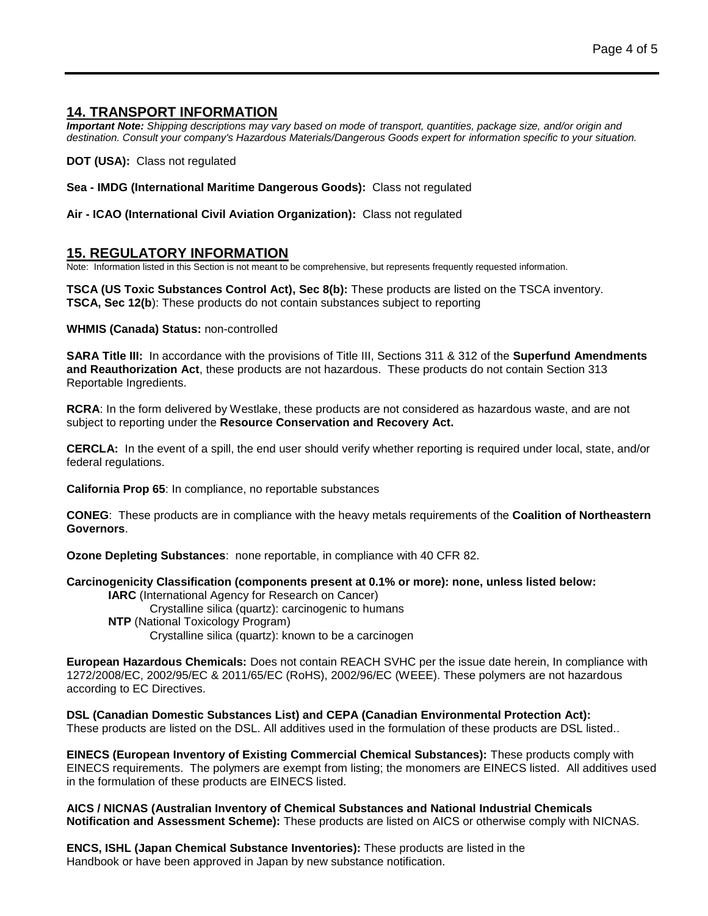## 14. TRANSPORT INFORMATION

***Important Note:*** *Shipping descriptions may vary based on mode of transport, quantities, package size, and/or origin and destination. Consult your company's Hazardous Materials/Dangerous Goods expert for information specific to your situation.*

**DOT (USA):** Class not regulated

**Sea - IMDG (International Maritime Dangerous Goods):** Class not regulated

**Air - ICAO (International Civil Aviation Organization):** Class not regulated

## 15. REGULATORY INFORMATION

Note: Information listed in this Section is not meant to be comprehensive, but represents frequently requested information.

**TSCA (US Toxic Substances Control Act), Sec 8(b):** These products are listed on the TSCA inventory.
**TSCA, Sec 12(b**): These products do not contain substances subject to reporting

**WHMIS (Canada) Status:** non-controlled

**SARA Title III:** In accordance with the provisions of Title III, Sections 311 & 312 of the **Superfund Amendments and Reauthorization Act**, these products are not hazardous. These products do not contain Section 313 Reportable Ingredients.

**RCRA**: In the form delivered by Westlake, these products are not considered as hazardous waste, and are not subject to reporting under the **Resource Conservation and Recovery Act.**

**CERCLA:** In the event of a spill, the end user should verify whether reporting is required under local, state, and/or federal regulations.

**California Prop 65**: In compliance, no reportable substances

**CONEG**: These products are in compliance with the heavy metals requirements of the **Coalition of Northeastern Governors**.

**Ozone Depleting Substances**: none reportable, in compliance with 40 CFR 82.

**Carcinogenicity Classification (components present at 0.1% or more): none, unless listed below:**

- **IARC** (International Agency for Research on Cancer)
  - Crystalline silica (quartz): carcinogenic to humans
- **NTP** (National Toxicology Program)
  - Crystalline silica (quartz): known to be a carcinogen

**European Hazardous Chemicals:** Does not contain REACH SVHC per the issue date herein, In compliance with 1272/2008/EC, 2002/95/EC & 2011/65/EC (RoHS), 2002/96/EC (WEEE). These polymers are not hazardous according to EC Directives.

**DSL (Canadian Domestic Substances List) and CEPA (Canadian Environmental Protection Act):**
These products are listed on the DSL. All additives used in the formulation of these products are DSL listed..

**EINECS (European Inventory of Existing Commercial Chemical Substances):** These products comply with EINECS requirements. The polymers are exempt from listing; the monomers are EINECS listed. All additives used in the formulation of these products are EINECS listed.

**AICS / NICNAS (Australian Inventory of Chemical Substances and National Industrial Chemicals Notification and Assessment Scheme):** These products are listed on AICS or otherwise comply with NICNAS.

**ENCS, ISHL (Japan Chemical Substance Inventories):** These products are listed in the Handbook or have been approved in Japan by new substance notification.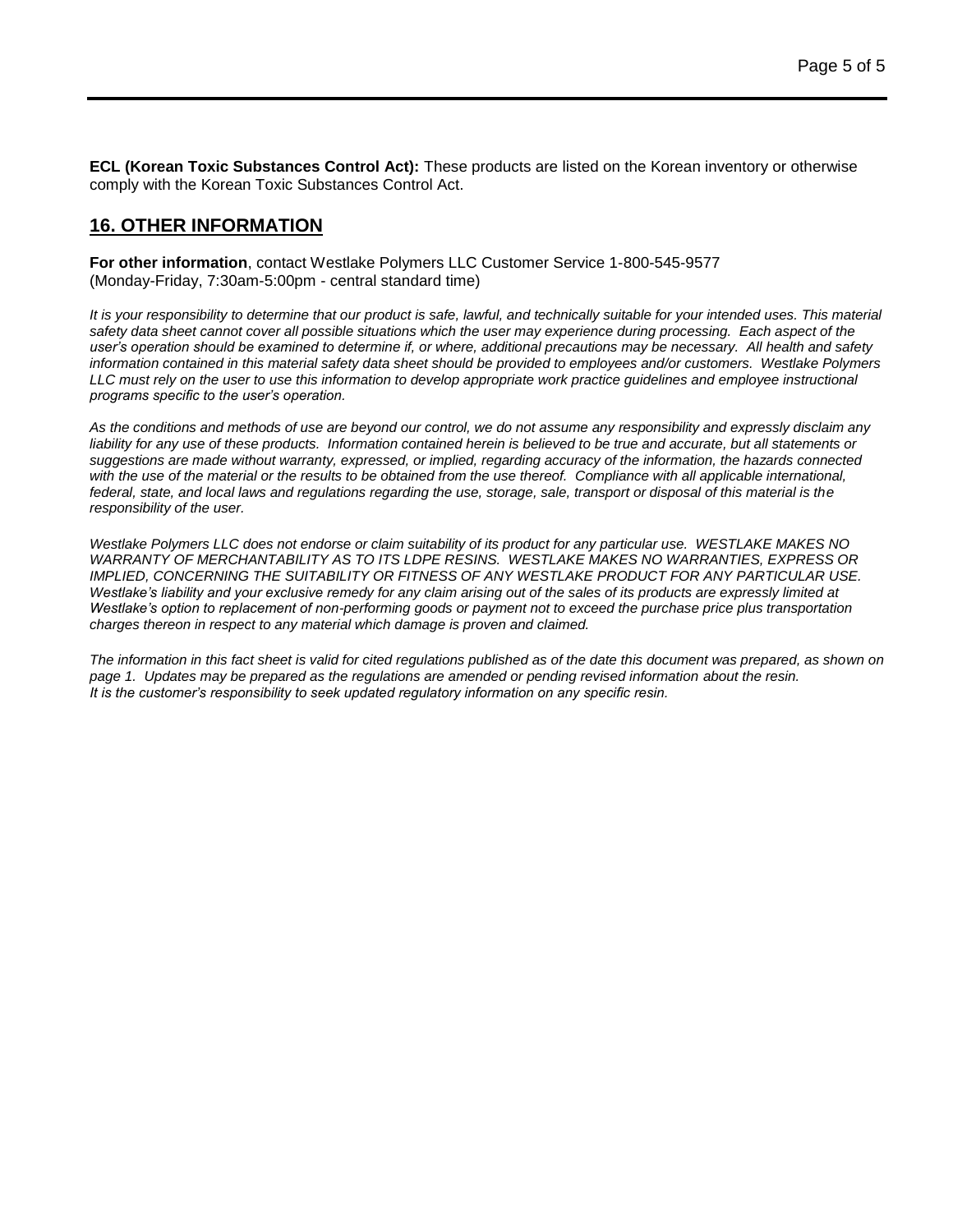**ECL (Korean Toxic Substances Control Act):** These products are listed on the Korean inventory or otherwise comply with the Korean Toxic Substances Control Act.

## 16. OTHER INFORMATION

**For other information**, contact Westlake Polymers LLC Customer Service 1-800-545-9577 (Monday-Friday, 7:30am-5:00pm - central standard time)

*It is your responsibility to determine that our product is safe, lawful, and technically suitable for your intended uses. This material safety data sheet cannot cover all possible situations which the user may experience during processing. Each aspect of the user's operation should be examined to determine if, or where, additional precautions may be necessary. All health and safety information contained in this material safety data sheet should be provided to employees and/or customers. Westlake Polymers LLC must rely on the user to use this information to develop appropriate work practice guidelines and employee instructional programs specific to the user's operation.*

*As the conditions and methods of use are beyond our control, we do not assume any responsibility and expressly disclaim any liability for any use of these products. Information contained herein is believed to be true and accurate, but all statements or suggestions are made without warranty, expressed, or implied, regarding accuracy of the information, the hazards connected with the use of the material or the results to be obtained from the use thereof. Compliance with all applicable international, federal, state, and local laws and regulations regarding the use, storage, sale, transport or disposal of this material is the responsibility of the user.*

*Westlake Polymers LLC does not endorse or claim suitability of its product for any particular use. WESTLAKE MAKES NO WARRANTY OF MERCHANTABILITY AS TO ITS LDPE RESINS. WESTLAKE MAKES NO WARRANTIES, EXPRESS OR IMPLIED, CONCERNING THE SUITABILITY OR FITNESS OF ANY WESTLAKE PRODUCT FOR ANY PARTICULAR USE. Westlake's liability and your exclusive remedy for any claim arising out of the sales of its products are expressly limited at Westlake's option to replacement of non-performing goods or payment not to exceed the purchase price plus transportation charges thereon in respect to any material which damage is proven and claimed.*

*The information in this fact sheet is valid for cited regulations published as of the date this document was prepared, as shown on page 1. Updates may be prepared as the regulations are amended or pending revised information about the resin. It is the customer's responsibility to seek updated regulatory information on any specific resin.*